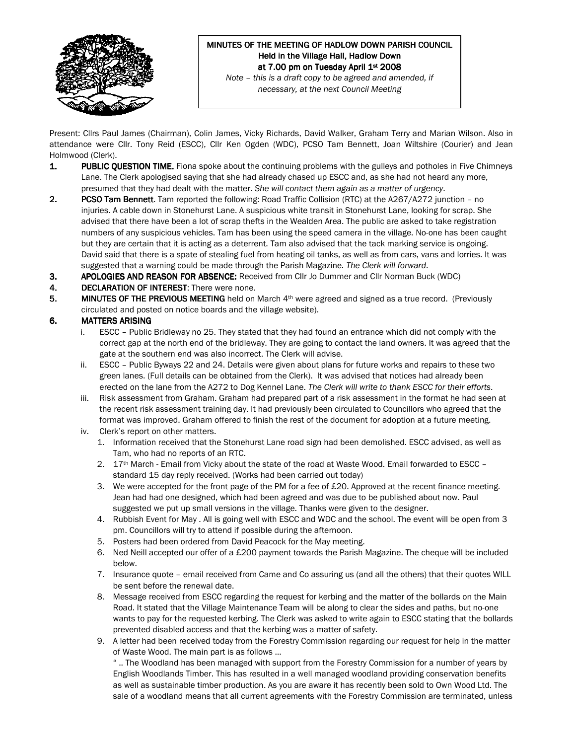# MINUTES OF THE MEETING OF HADLOW DOWN PARISH COUNCIL
**Held in the Village Hall, Hadlow Down**
**at 7.00 pm on Tuesday April 1st 2008**

*Note – this is a draft copy to be agreed and amended, if necessary, at the next Council Meeting*

Present: Cllrs Paul James (Chairman), Colin James, Vicky Richards, David Walker, Graham Terry and Marian Wilson. Also in attendance were Cllr. Tony Reid (ESCC), Cllr Ken Ogden (WDC), PCSO Tam Bennett, Joan Wiltshire (Courier) and Jean Holmwood (Clerk).

1. **PUBLIC QUESTION TIME.** Fiona spoke about the continuing problems with the gulleys and potholes in Five Chimneys Lane. The Clerk apologised saying that she had already chased up ESCC and, as she had not heard any more, presumed that they had dealt with the matter. *She will contact them again as a matter of urgency*.
2. **PCSO Tam Bennett**. Tam reported the following: Road Traffic Collision (RTC) at the A267/A272 junction – no injuries. A cable down in Stonehurst Lane. A suspicious white transit in Stonehurst Lane, looking for scrap. She advised that there have been a lot of scrap thefts in the Wealden Area. The public are asked to take registration numbers of any suspicious vehicles. Tam has been using the speed camera in the village. No-one has been caught but they are certain that it is acting as a deterrent. Tam also advised that the tack marking service is ongoing. David said that there is a spate of stealing fuel from heating oil tanks, as well as from cars, vans and lorries. It was suggested that a warning could be made through the Parish Magazine. *The Clerk will forward*.
3. **APOLOGIES AND REASON FOR ABSENCE:** Received from Cllr Jo Dummer and Cllr Norman Buck (WDC)
4. **DECLARATION OF INTEREST**: There were none.
5. **MINUTES OF THE PREVIOUS MEETING** held on March 4th were agreed and signed as a true record. (Previously circulated and posted on notice boards and the village website).
6. **MATTERS ARISING**
   i. ESCC – Public Bridleway no 25. They stated that they had found an entrance which did not comply with the correct gap at the north end of the bridleway. They are going to contact the land owners. It was agreed that the gate at the southern end was also incorrect. The Clerk will advise.
   ii. ESCC – Public Byways 22 and 24. Details were given about plans for future works and repairs to these two green lanes. (Full details can be obtained from the Clerk). It was advised that notices had already been erected on the lane from the A272 to Dog Kennel Lane. *The Clerk will write to thank ESCC for their efforts*.
   iii. Risk assessment from Graham. Graham had prepared part of a risk assessment in the format he had seen at the recent risk assessment training day. It had previously been circulated to Councillors who agreed that the format was improved. Graham offered to finish the rest of the document for adoption at a future meeting.
   iv. Clerk's report on other matters.
      1. Information received that the Stonehurst Lane road sign had been demolished. ESCC advised, as well as Tam, who had no reports of an RTC.
      2. 17th March - Email from Vicky about the state of the road at Waste Wood. Email forwarded to ESCC – standard 15 day reply received. (Works had been carried out today)
      3. We were accepted for the front page of the PM for a fee of £20. Approved at the recent finance meeting. Jean had had one designed, which had been agreed and was due to be published about now. Paul suggested we put up small versions in the village. Thanks were given to the designer.
      4. Rubbish Event for May . All is going well with ESCC and WDC and the school. The event will be open from 3 pm. Councillors will try to attend if possible during the afternoon.
      5. Posters had been ordered from David Peacock for the May meeting.
      6. Ned Neill accepted our offer of a £200 payment towards the Parish Magazine. The cheque will be included below.
      7. Insurance quote – email received from Came and Co assuring us (and all the others) that their quotes WILL be sent before the renewal date.
      8. Message received from ESCC regarding the request for kerbing and the matter of the bollards on the Main Road. It stated that the Village Maintenance Team will be along to clear the sides and paths, but no-one wants to pay for the requested kerbing. The Clerk was asked to write again to ESCC stating that the bollards prevented disabled access and that the kerbing was a matter of safety.
      9. A letter had been received today from the Forestry Commission regarding our request for help in the matter of Waste Wood. The main part is as follows …

         " .. The Woodland has been managed with support from the Forestry Commission for a number of years by English Woodlands Timber. This has resulted in a well managed woodland providing conservation benefits as well as sustainable timber production. As you are aware it has recently been sold to Own Wood Ltd. The sale of a woodland means that all current agreements with the Forestry Commission are terminated, unless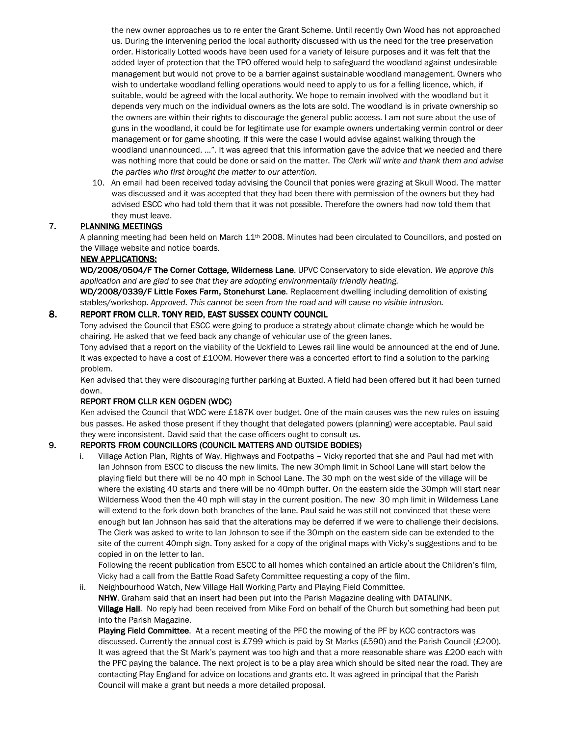the new owner approaches us to re enter the Grant Scheme. Until recently Own Wood has not approached us. During the intervening period the local authority discussed with us the need for the tree preservation order. Historically Lotted woods have been used for a variety of leisure purposes and it was felt that the added layer of protection that the TPO offered would help to safeguard the woodland against undesirable management but would not prove to be a barrier against sustainable woodland management. Owners who wish to undertake woodland felling operations would need to apply to us for a felling licence, which, if suitable, would be agreed with the local authority. We hope to remain involved with the woodland but it depends very much on the individual owners as the lots are sold. The woodland is in private ownership so the owners are within their rights to discourage the general public access. I am not sure about the use of guns in the woodland, it could be for legitimate use for example owners undertaking vermin control or deer management or for game shooting. If this were the case I would advise against walking through the woodland unannounced. …". It was agreed that this information gave the advice that we needed and there was nothing more that could be done or said on the matter. *The Clerk will write and thank them and advise the parties who first brought the matter to our attention.*

10. An email had been received today advising the Council that ponies were grazing at Skull Wood. The matter was discussed and it was accepted that they had been there with permission of the owners but they had advised ESCC who had told them that it was not possible. Therefore the owners had now told them that they must leave.

## 7. PLANNING MEETINGS

A planning meeting had been held on March 11th 2008. Minutes had been circulated to Councillors, and posted on the Village website and notice boards.

**NEW APPLICATIONS:**

**WD/2008/0504/F The Corner Cottage, Wilderness Lane**. UPVC Conservatory to side elevation. *We approve this application and are glad to see that they are adopting environmentally friendly heating.*

**WD/2008/0339/F Little Foxes Farm, Stonehurst Lane**. Replacement dwelling including demolition of existing stables/workshop. *Approved. This cannot be seen from the road and will cause no visible intrusion.*

## 8. REPORT FROM CLLR. TONY REID, EAST SUSSEX COUNTY COUNCIL

Tony advised the Council that ESCC were going to produce a strategy about climate change which he would be chairing. He asked that we feed back any change of vehicular use of the green lanes.

Tony advised that a report on the viability of the Uckfield to Lewes rail line would be announced at the end of June. It was expected to have a cost of £100M. However there was a concerted effort to find a solution to the parking problem.

Ken advised that they were discouraging further parking at Buxted. A field had been offered but it had been turned down.

**REPORT FROM CLLR KEN OGDEN (WDC)**

Ken advised the Council that WDC were £187K over budget. One of the main causes was the new rules on issuing bus passes. He asked those present if they thought that delegated powers (planning) were acceptable. Paul said they were inconsistent. David said that the case officers ought to consult us.

## 9. REPORTS FROM COUNCILLORS (COUNCIL MATTERS AND OUTSIDE BODIES)

i. Village Action Plan, Rights of Way, Highways and Footpaths – Vicky reported that she and Paul had met with Ian Johnson from ESCC to discuss the new limits. The new 30mph limit in School Lane will start below the playing field but there will be no 40 mph in School Lane. The 30 mph on the west side of the village will be where the existing 40 starts and there will be no 40mph buffer. On the eastern side the 30mph will start near Wilderness Wood then the 40 mph will stay in the current position. The new 30 mph limit in Wilderness Lane will extend to the fork down both branches of the lane. Paul said he was still not convinced that these were enough but Ian Johnson has said that the alterations may be deferred if we were to challenge their decisions. The Clerk was asked to write to Ian Johnson to see if the 30mph on the eastern side can be extended to the site of the current 40mph sign. Tony asked for a copy of the original maps with Vicky's suggestions and to be copied in on the letter to Ian.

   Following the recent publication from ESCC to all homes which contained an article about the Children's film, Vicky had a call from the Battle Road Safety Committee requesting a copy of the film.

ii. Neighbourhood Watch, New Village Hall Working Party and Playing Field Committee.

   **NHW**. Graham said that an insert had been put into the Parish Magazine dealing with DATALINK.

   **Village Hall**. No reply had been received from Mike Ford on behalf of the Church but something had been put into the Parish Magazine.

   **Playing Field Committee**. At a recent meeting of the PFC the mowing of the PF by KCC contractors was discussed. Currently the annual cost is £799 which is paid by St Marks (£590) and the Parish Council (£200). It was agreed that the St Mark's payment was too high and that a more reasonable share was £200 each with the PFC paying the balance. The next project is to be a play area which should be sited near the road. They are contacting Play England for advice on locations and grants etc. It was agreed in principal that the Parish Council will make a grant but needs a more detailed proposal.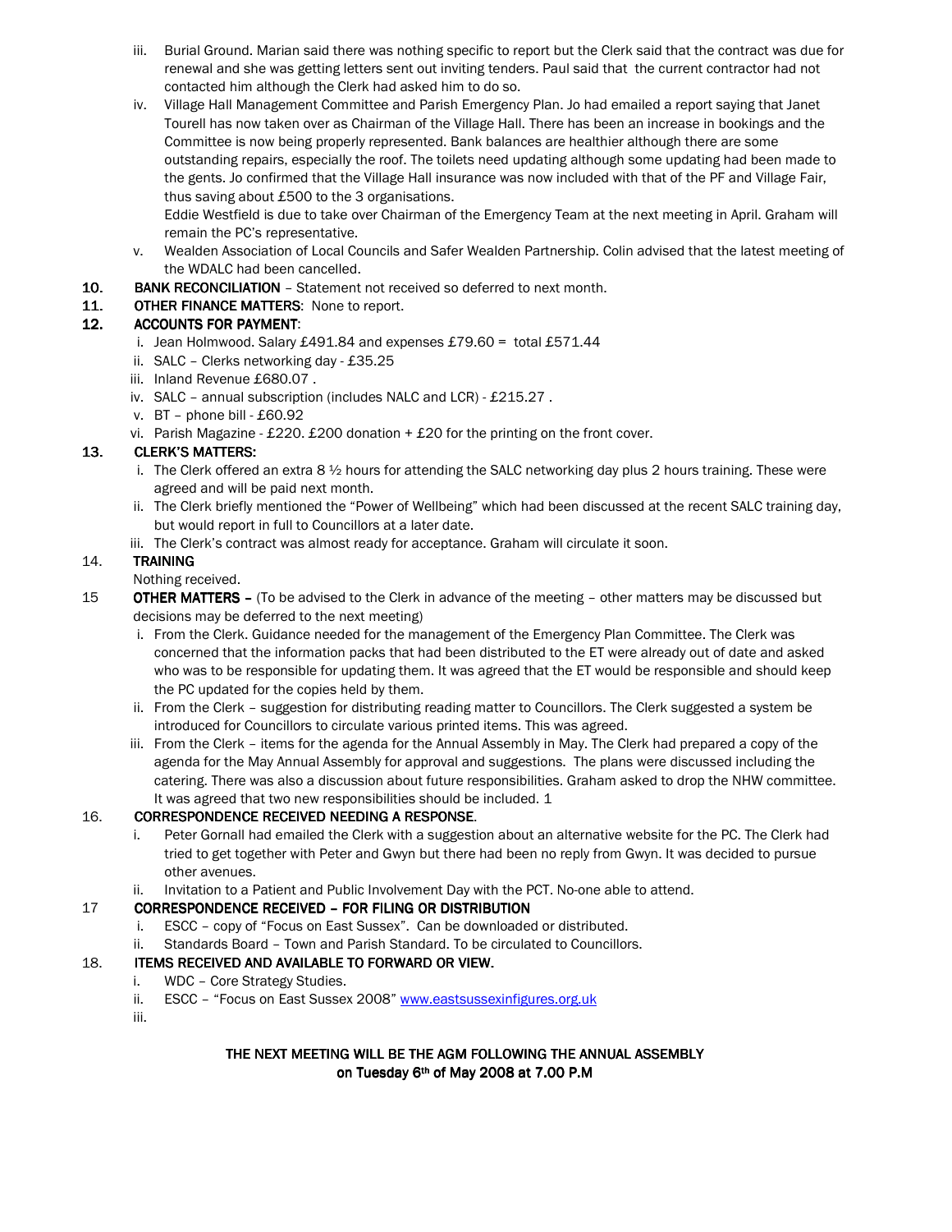iii. Burial Ground. Marian said there was nothing specific to report but the Clerk said that the contract was due for renewal and she was getting letters sent out inviting tenders. Paul said that the current contractor had not contacted him although the Clerk had asked him to do so.

iv. Village Hall Management Committee and Parish Emergency Plan. Jo had emailed a report saying that Janet Tourell has now taken over as Chairman of the Village Hall. There has been an increase in bookings and the Committee is now being properly represented. Bank balances are healthier although there are some outstanding repairs, especially the roof. The toilets need updating although some updating had been made to the gents. Jo confirmed that the Village Hall insurance was now included with that of the PF and Village Fair, thus saving about £500 to the 3 organisations.
Eddie Westfield is due to take over Chairman of the Emergency Team at the next meeting in April. Graham will remain the PC's representative.

v. Wealden Association of Local Councils and Safer Wealden Partnership. Colin advised that the latest meeting of the WDALC had been cancelled.

**10. BANK RECONCILIATION** – Statement not received so deferred to next month.

**11. OTHER FINANCE MATTERS**: None to report.

**12. ACCOUNTS FOR PAYMENT**:

i. Jean Holmwood. Salary £491.84 and expenses £79.60 = total £571.44
ii. SALC – Clerks networking day - £35.25
iii. Inland Revenue £680.07 .
iv. SALC – annual subscription (includes NALC and LCR) - £215.27 .
v. BT – phone bill - £60.92
vi. Parish Magazine - £220. £200 donation + £20 for the printing on the front cover.

**13. CLERK'S MATTERS:**

i. The Clerk offered an extra 8 ½ hours for attending the SALC networking day plus 2 hours training. These were agreed and will be paid next month.
ii. The Clerk briefly mentioned the "Power of Wellbeing" which had been discussed at the recent SALC training day, but would report in full to Councillors at a later date.
iii. The Clerk's contract was almost ready for acceptance. Graham will circulate it soon.

**14. TRAINING**

Nothing received.

**15 OTHER MATTERS –** (To be advised to the Clerk in advance of the meeting – other matters may be discussed but decisions may be deferred to the next meeting)

i. From the Clerk. Guidance needed for the management of the Emergency Plan Committee. The Clerk was concerned that the information packs that had been distributed to the ET were already out of date and asked who was to be responsible for updating them. It was agreed that the ET would be responsible and should keep the PC updated for the copies held by them.
ii. From the Clerk – suggestion for distributing reading matter to Councillors. The Clerk suggested a system be introduced for Councillors to circulate various printed items. This was agreed.
iii. From the Clerk – items for the agenda for the Annual Assembly in May. The Clerk had prepared a copy of the agenda for the May Annual Assembly for approval and suggestions. The plans were discussed including the catering. There was also a discussion about future responsibilities. Graham asked to drop the NHW committee. It was agreed that two new responsibilities should be included. 1

**16. CORRESPONDENCE RECEIVED NEEDING A RESPONSE**.

i. Peter Gornall had emailed the Clerk with a suggestion about an alternative website for the PC. The Clerk had tried to get together with Peter and Gwyn but there had been no reply from Gwyn. It was decided to pursue other avenues.
ii. Invitation to a Patient and Public Involvement Day with the PCT. No-one able to attend.

**17 CORRESPONDENCE RECEIVED – FOR FILING OR DISTRIBUTION**

i. ESCC – copy of "Focus on East Sussex". Can be downloaded or distributed.
ii. Standards Board – Town and Parish Standard. To be circulated to Councillors.

**18. ITEMS RECEIVED AND AVAILABLE TO FORWARD OR VIEW.**

i. WDC – Core Strategy Studies.
ii. ESCC – "Focus on East Sussex 2008" www.eastsussexinfigures.org.uk
iii.

**THE NEXT MEETING WILL BE THE AGM FOLLOWING THE ANNUAL ASSEMBLY on Tuesday 6th of May 2008 at 7.00 P.M**